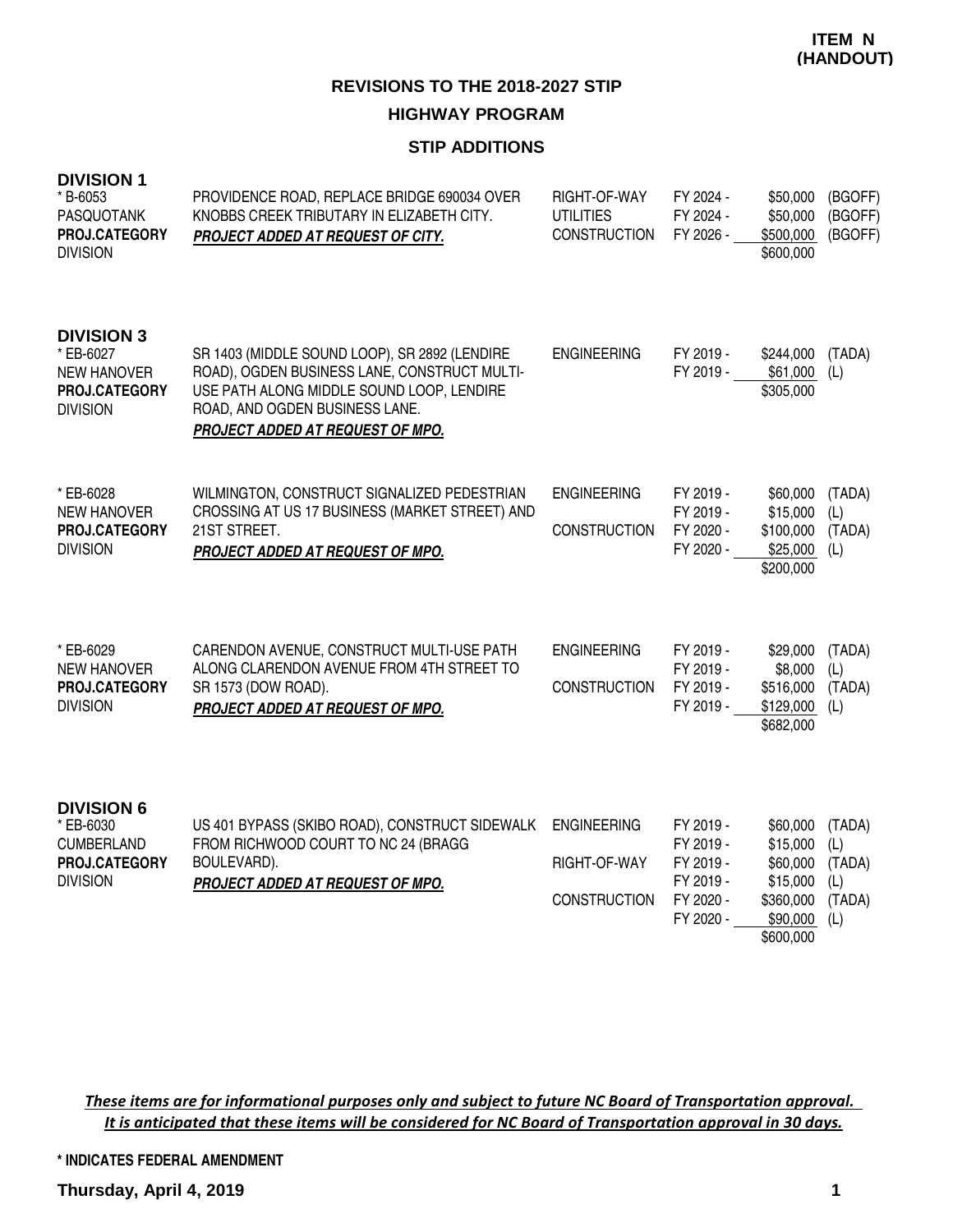**ITEM N**
**(HANDOUT)**

# REVISIONS TO THE 2018-2027 STIP

## HIGHWAY PROGRAM

### STIP ADDITIONS

**DIVISION 1**

| Project | Description | Phase | Year | Amount | Funding |
|---|---|---|---|---|---|
| * B-6053<br>PASQUOTANK<br>**PROJ.CATEGORY**<br>DIVISION | PROVIDENCE ROAD, REPLACE BRIDGE 690034 OVER KNOBBS CREEK TRIBUTARY IN ELIZABETH CITY.<br>***PROJECT ADDED AT REQUEST OF CITY.*** | RIGHT-OF-WAY | FY 2024 - | $50,000 | (BGOFF) |
| | | UTILITIES | FY 2024 - | $50,000 | (BGOFF) |
| | | CONSTRUCTION | FY 2026 - | $500,000 | (BGOFF) |
| | | | | $600,000 | |

**DIVISION 3**

| Project | Description | Phase | Year | Amount | Funding |
|---|---|---|---|---|---|
| * EB-6027<br>NEW HANOVER<br>**PROJ.CATEGORY**<br>DIVISION | SR 1403 (MIDDLE SOUND LOOP), SR 2892 (LENDIRE ROAD), OGDEN BUSINESS LANE, CONSTRUCT MULTI-USE PATH ALONG MIDDLE SOUND LOOP, LENDIRE ROAD, AND OGDEN BUSINESS LANE.<br>***PROJECT ADDED AT REQUEST OF MPO.*** | ENGINEERING | FY 2019 - | $244,000 | (TADA) |
| | | | FY 2019 - | $61,000 | (L) |
| | | | | $305,000 | |
| * EB-6028<br>NEW HANOVER<br>**PROJ.CATEGORY**<br>DIVISION | WILMINGTON, CONSTRUCT SIGNALIZED PEDESTRIAN CROSSING AT US 17 BUSINESS (MARKET STREET) AND 21ST STREET.<br>***PROJECT ADDED AT REQUEST OF MPO.*** | ENGINEERING | FY 2019 - | $60,000 | (TADA) |
| | | | FY 2019 - | $15,000 | (L) |
| | | CONSTRUCTION | FY 2020 - | $100,000 | (TADA) |
| | | | FY 2020 - | $25,000 | (L) |
| | | | | $200,000 | |
| * EB-6029<br>NEW HANOVER<br>**PROJ.CATEGORY**<br>DIVISION | CARENDON AVENUE, CONSTRUCT MULTI-USE PATH ALONG CLARENDON AVENUE FROM 4TH STREET TO SR 1573 (DOW ROAD).<br>***PROJECT ADDED AT REQUEST OF MPO.*** | ENGINEERING | FY 2019 - | $29,000 | (TADA) |
| | | | FY 2019 - | $8,000 | (L) |
| | | CONSTRUCTION | FY 2019 - | $516,000 | (TADA) |
| | | | FY 2019 - | $129,000 | (L) |
| | | | | $682,000 | |

**DIVISION 6**

| Project | Description | Phase | Year | Amount | Funding |
|---|---|---|---|---|---|
| * EB-6030<br>CUMBERLAND<br>**PROJ.CATEGORY**<br>DIVISION | US 401 BYPASS (SKIBO ROAD), CONSTRUCT SIDEWALK FROM RICHWOOD COURT TO NC 24 (BRAGG BOULEVARD).<br>***PROJECT ADDED AT REQUEST OF MPO.*** | ENGINEERING | FY 2019 - | $60,000 | (TADA) |
| | | | FY 2019 - | $15,000 | (L) |
| | | RIGHT-OF-WAY | FY 2019 - | $60,000 | (TADA) |
| | | | FY 2019 - | $15,000 | (L) |
| | | CONSTRUCTION | FY 2020 - | $360,000 | (TADA) |
| | | | FY 2020 - | $90,000 | (L) |
| | | | | $600,000 | |

*These items are for informational purposes only and subject to future NC Board of Transportation approval. It is anticipated that these items will be considered for NC Board of Transportation approval in 30 days.*

**\* INDICATES FEDERAL AMENDMENT**

**Thursday, April 4, 2019**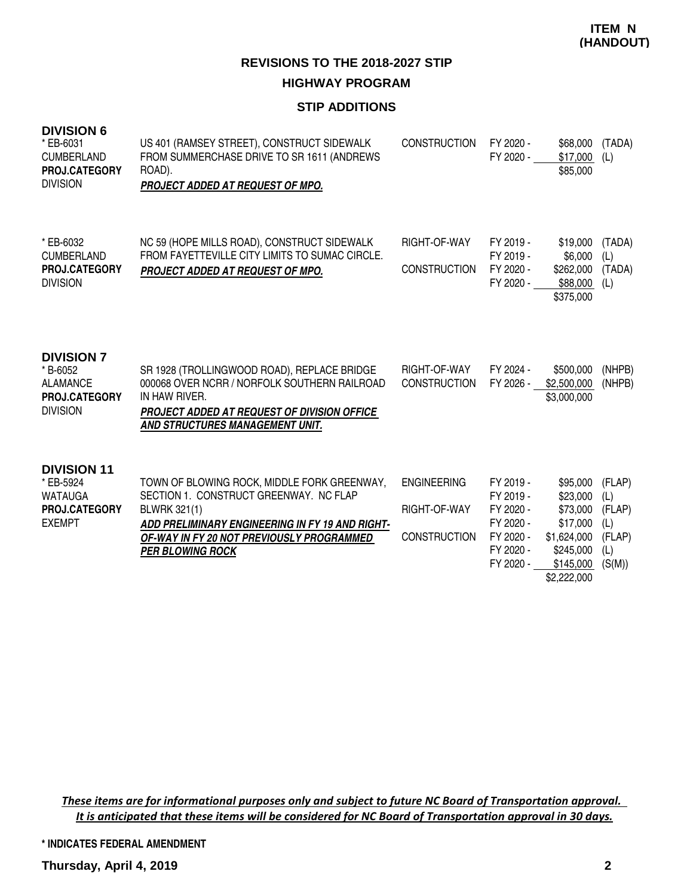**ITEM N (HANDOUT)**

## REVISIONS TO THE 2018-2027 STIP

## HIGHWAY PROGRAM

### STIP ADDITIONS

### DIVISION 6

| Project | Description | Phase | Fiscal Year | Amount | Source |
|---|---|---|---|---|---|
| * EB-6031<br>CUMBERLAND<br>**PROJ.CATEGORY**<br>DIVISION | US 401 (RAMSEY STREET), CONSTRUCT SIDEWALK FROM SUMMERCHASE DRIVE TO SR 1611 (ANDREWS ROAD).<br>***PROJECT ADDED AT REQUEST OF MPO.*** | CONSTRUCTION | FY 2020 - | $68,000 | (TADA) |
| | | | FY 2020 - | $17,000 | (L) |
| | | | | $85,000 | |
| * EB-6032<br>CUMBERLAND<br>**PROJ.CATEGORY**<br>DIVISION | NC 59 (HOPE MILLS ROAD), CONSTRUCT SIDEWALK FROM FAYETTEVILLE CITY LIMITS TO SUMAC CIRCLE.<br>***PROJECT ADDED AT REQUEST OF MPO.*** | RIGHT-OF-WAY | FY 2019 - | $19,000 | (TADA) |
| | | | FY 2019 - | $6,000 | (L) |
| | | CONSTRUCTION | FY 2020 - | $262,000 | (TADA) |
| | | | FY 2020 - | $88,000 | (L) |
| | | | | $375,000 | |

### DIVISION 7

| Project | Description | Phase | Fiscal Year | Amount | Source |
|---|---|---|---|---|---|
| * B-6052<br>ALAMANCE<br>**PROJ.CATEGORY**<br>DIVISION | SR 1928 (TROLLINGWOOD ROAD), REPLACE BRIDGE 000068 OVER NCRR / NORFOLK SOUTHERN RAILROAD IN HAW RIVER.<br>***PROJECT ADDED AT REQUEST OF DIVISION OFFICE AND STRUCTURES MANAGEMENT UNIT.*** | RIGHT-OF-WAY | FY 2024 - | $500,000 | (NHPB) |
| | | CONSTRUCTION | FY 2026 - | $2,500,000 | (NHPB) |
| | | | | $3,000,000 | |

### DIVISION 11

| Project | Description | Phase | Fiscal Year | Amount | Source |
|---|---|---|---|---|---|
| * EB-5924<br>WATAUGA<br>**PROJ.CATEGORY**<br>EXEMPT | TOWN OF BLOWING ROCK, MIDDLE FORK GREENWAY, SECTION 1. CONSTRUCT GREENWAY. NC FLAP BLWRK 321(1)<br>***ADD PRELIMINARY ENGINEERING IN FY 19 AND RIGHT-OF-WAY IN FY 20 NOT PREVIOUSLY PROGRAMMED PER BLOWING ROCK*** | ENGINEERING | FY 2019 - | $95,000 | (FLAP) |
| | | | FY 2019 - | $23,000 | (L) |
| | | RIGHT-OF-WAY | FY 2020 - | $73,000 | (FLAP) |
| | | | FY 2020 - | $17,000 | (L) |
| | | CONSTRUCTION | FY 2020 - | $1,624,000 | (FLAP) |
| | | | FY 2020 - | $245,000 | (L) |
| | | | FY 2020 - | $145,000 | (S(M)) |
| | | | | $2,222,000 | |

***These items are for informational purposes only and subject to future NC Board of Transportation approval. It is anticipated that these items will be considered for NC Board of Transportation approval in 30 days.***

**\* INDICATES FEDERAL AMENDMENT**

**Thursday, April 4, 2019**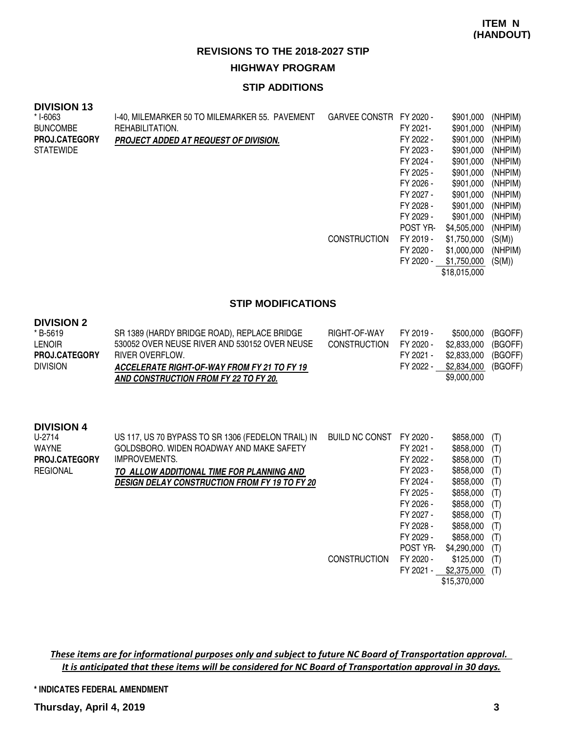**ITEM N (HANDOUT)**

## REVISIONS TO THE 2018-2027 STIP

### HIGHWAY PROGRAM

### STIP ADDITIONS

**DIVISION 13**

| | | | | | |
|---|---|---|---|---|---|
| * I-6063 | I-40, MILEMARKER 50 TO MILEMARKER 55. PAVEMENT | GARVEE CONSTR | FY 2020 - | $901,000 | (NHPIM) |
| BUNCOMBE | REHABILITATION. | | FY 2021- | $901,000 | (NHPIM) |
| **PROJ.CATEGORY** | ***PROJECT ADDED AT REQUEST OF DIVISION.*** | | FY 2022 - | $901,000 | (NHPIM) |
| STATEWIDE | | | FY 2023 - | $901,000 | (NHPIM) |
| | | | FY 2024 - | $901,000 | (NHPIM) |
| | | | FY 2025 - | $901,000 | (NHPIM) |
| | | | FY 2026 - | $901,000 | (NHPIM) |
| | | | FY 2027 - | $901,000 | (NHPIM) |
| | | | FY 2028 - | $901,000 | (NHPIM) |
| | | | FY 2029 - | $901,000 | (NHPIM) |
| | | | POST YR- | $4,505,000 | (NHPIM) |
| | | CONSTRUCTION | FY 2019 - | $1,750,000 | (S(M)) |
| | | | FY 2020 - | $1,000,000 | (NHPIM) |
| | | | FY 2020 - | $1,750,000 | (S(M)) |
| | | | | $18,015,000 | |

### STIP MODIFICATIONS

**DIVISION 2**

| | | | | | |
|---|---|---|---|---|---|
| * B-5619 | SR 1389 (HARDY BRIDGE ROAD), REPLACE BRIDGE | RIGHT-OF-WAY | FY 2019 - | $500,000 | (BGOFF) |
| LENOIR | 530052 OVER NEUSE RIVER AND 530152 OVER NEUSE | CONSTRUCTION | FY 2020 - | $2,833,000 | (BGOFF) |
| **PROJ.CATEGORY** | RIVER OVERFLOW. | | FY 2021 - | $2,833,000 | (BGOFF) |
| DIVISION | ***ACCELERATE RIGHT-OF-WAY FROM FY 21 TO FY 19 AND CONSTRUCTION FROM FY 22 TO FY 20.*** | | FY 2022 - | $2,834,000 | (BGOFF) |
| | | | | $9,000,000 | |

**DIVISION 4**

| | | | | | |
|---|---|---|---|---|---|
| U-2714 | US 117, US 70 BYPASS TO SR 1306 (FEDELON TRAIL) IN | BUILD NC CONST | FY 2020 - | $858,000 | (T) |
| WAYNE | GOLDSBORO. WIDEN ROADWAY AND MAKE SAFETY | | FY 2021 - | $858,000 | (T) |
| **PROJ.CATEGORY** | IMPROVEMENTS. | | FY 2022 - | $858,000 | (T) |
| REGIONAL | ***TO ALLOW ADDITIONAL TIME FOR PLANNING AND DESIGN DELAY CONSTRUCTION FROM FY 19 TO FY 20*** | | FY 2023 - | $858,000 | (T) |
| | | | FY 2024 - | $858,000 | (T) |
| | | | FY 2025 - | $858,000 | (T) |
| | | | FY 2026 - | $858,000 | (T) |
| | | | FY 2027 - | $858,000 | (T) |
| | | | FY 2028 - | $858,000 | (T) |
| | | | FY 2029 - | $858,000 | (T) |
| | | | POST YR- | $4,290,000 | (T) |
| | | CONSTRUCTION | FY 2020 - | $125,000 | (T) |
| | | | FY 2021 - | $2,375,000 | (T) |
| | | | | $15,370,000 | |

*These items are for informational purposes only and subject to future NC Board of Transportation approval. It is anticipated that these items will be considered for NC Board of Transportation approval in 30 days.*

**\* INDICATES FEDERAL AMENDMENT**

**Thursday, April 4, 2019**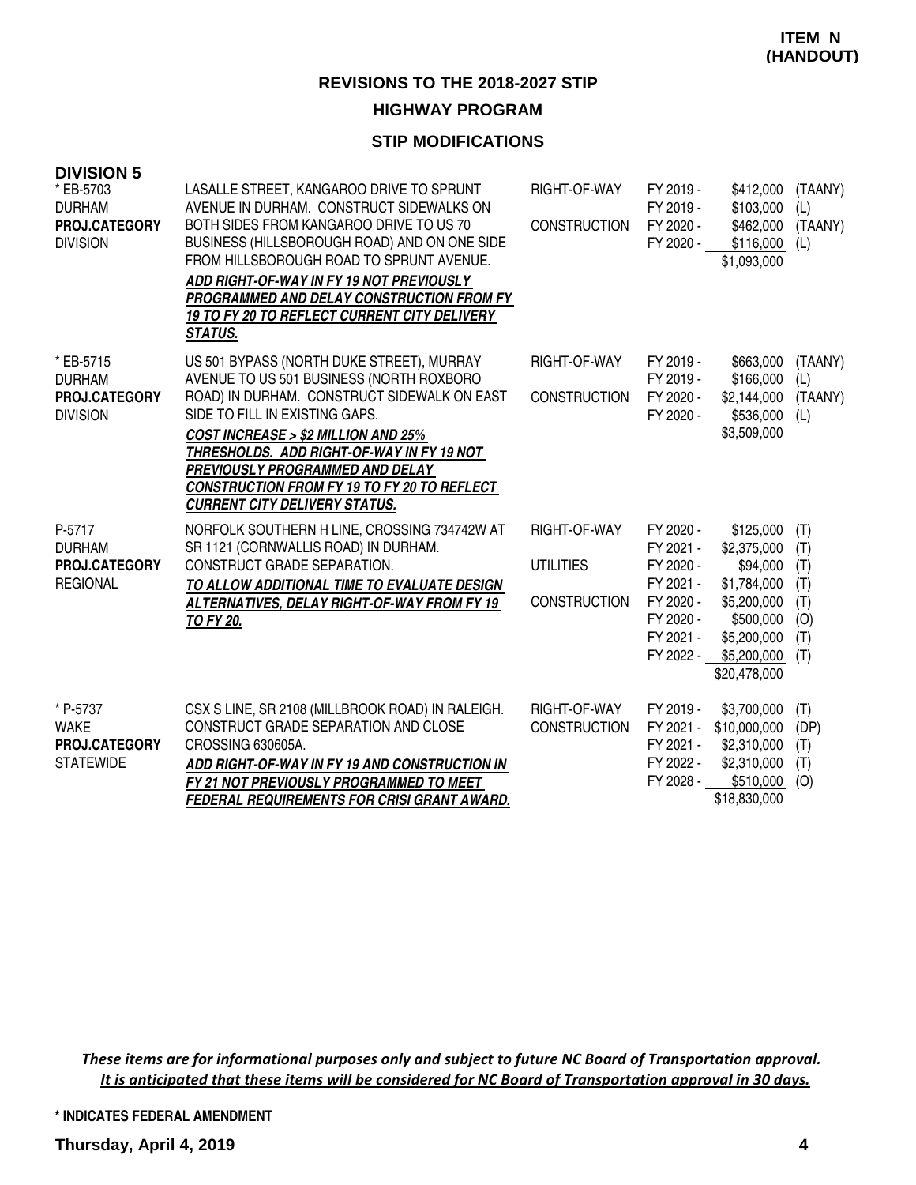**ITEM N (HANDOUT)**

## REVISIONS TO THE 2018-2027 STIP

### HIGHWAY PROGRAM

### STIP MODIFICATIONS

**DIVISION 5**

| Project | Description | Work Type | Fiscal Year | Amount | Fund |
|---|---|---|---|---|---|
| * EB-5703<br>DURHAM<br>**PROJ.CATEGORY**<br>DIVISION | LASALLE STREET, KANGAROO DRIVE TO SPRUNT AVENUE IN DURHAM. CONSTRUCT SIDEWALKS ON BOTH SIDES FROM KANGAROO DRIVE TO US 70 BUSINESS (HILLSBOROUGH ROAD) AND ON ONE SIDE FROM HILLSBOROUGH ROAD TO SPRUNT AVENUE.<br>***ADD RIGHT-OF-WAY IN FY 19 NOT PREVIOUSLY PROGRAMMED AND DELAY CONSTRUCTION FROM FY 19 TO FY 20 TO REFLECT CURRENT CITY DELIVERY STATUS.*** | RIGHT-OF-WAY | FY 2019 - | $412,000 | (TAANY) |
| | | | FY 2019 - | $103,000 | (L) |
| | | CONSTRUCTION | FY 2020 - | $462,000 | (TAANY) |
| | | | FY 2020 - | $116,000 | (L) |
| | | | | $1,093,000 | |
| * EB-5715<br>DURHAM<br>**PROJ.CATEGORY**<br>DIVISION | US 501 BYPASS (NORTH DUKE STREET), MURRAY AVENUE TO US 501 BUSINESS (NORTH ROXBORO ROAD) IN DURHAM. CONSTRUCT SIDEWALK ON EAST SIDE TO FILL IN EXISTING GAPS.<br>***COST INCREASE > $2 MILLION AND 25% THRESHOLDS. ADD RIGHT-OF-WAY IN FY 19 NOT PREVIOUSLY PROGRAMMED AND DELAY CONSTRUCTION FROM FY 19 TO FY 20 TO REFLECT CURRENT CITY DELIVERY STATUS.*** | RIGHT-OF-WAY | FY 2019 - | $663,000 | (TAANY) |
| | | | FY 2019 - | $166,000 | (L) |
| | | CONSTRUCTION | FY 2020 - | $2,144,000 | (TAANY) |
| | | | FY 2020 - | $536,000 | (L) |
| | | | | $3,509,000 | |
| P-5717<br>DURHAM<br>**PROJ.CATEGORY**<br>REGIONAL | NORFOLK SOUTHERN H LINE, CROSSING 734742W AT SR 1121 (CORNWALLIS ROAD) IN DURHAM. CONSTRUCT GRADE SEPARATION.<br>***TO ALLOW ADDITIONAL TIME TO EVALUATE DESIGN ALTERNATIVES, DELAY RIGHT-OF-WAY FROM FY 19 TO FY 20.*** | RIGHT-OF-WAY | FY 2020 - | $125,000 | (T) |
| | | | FY 2021 - | $2,375,000 | (T) |
| | | UTILITIES | FY 2020 - | $94,000 | (T) |
| | | | FY 2021 - | $1,784,000 | (T) |
| | | CONSTRUCTION | FY 2020 - | $5,200,000 | (T) |
| | | | FY 2020 - | $500,000 | (O) |
| | | | FY 2021 - | $5,200,000 | (T) |
| | | | FY 2022 - | $5,200,000 | (T) |
| | | | | $20,478,000 | |
| * P-5737<br>WAKE<br>**PROJ.CATEGORY**<br>STATEWIDE | CSX S LINE, SR 2108 (MILLBROOK ROAD) IN RALEIGH. CONSTRUCT GRADE SEPARATION AND CLOSE CROSSING 630605A.<br>***ADD RIGHT-OF-WAY IN FY 19 AND CONSTRUCTION IN FY 21 NOT PREVIOUSLY PROGRAMMED TO MEET FEDERAL REQUIREMENTS FOR CRISI GRANT AWARD.*** | RIGHT-OF-WAY | FY 2019 - | $3,700,000 | (T) |
| | | CONSTRUCTION | FY 2021 - | $10,000,000 | (DP) |
| | | | FY 2021 - | $2,310,000 | (T) |
| | | | FY 2022 - | $2,310,000 | (T) |
| | | | FY 2028 - | $510,000 | (O) |
| | | | | $18,830,000 | |

*These items are for informational purposes only and subject to future NC Board of Transportation approval. It is anticipated that these items will be considered for NC Board of Transportation approval in 30 days.*

**\* INDICATES FEDERAL AMENDMENT**

**Thursday, April 4, 2019**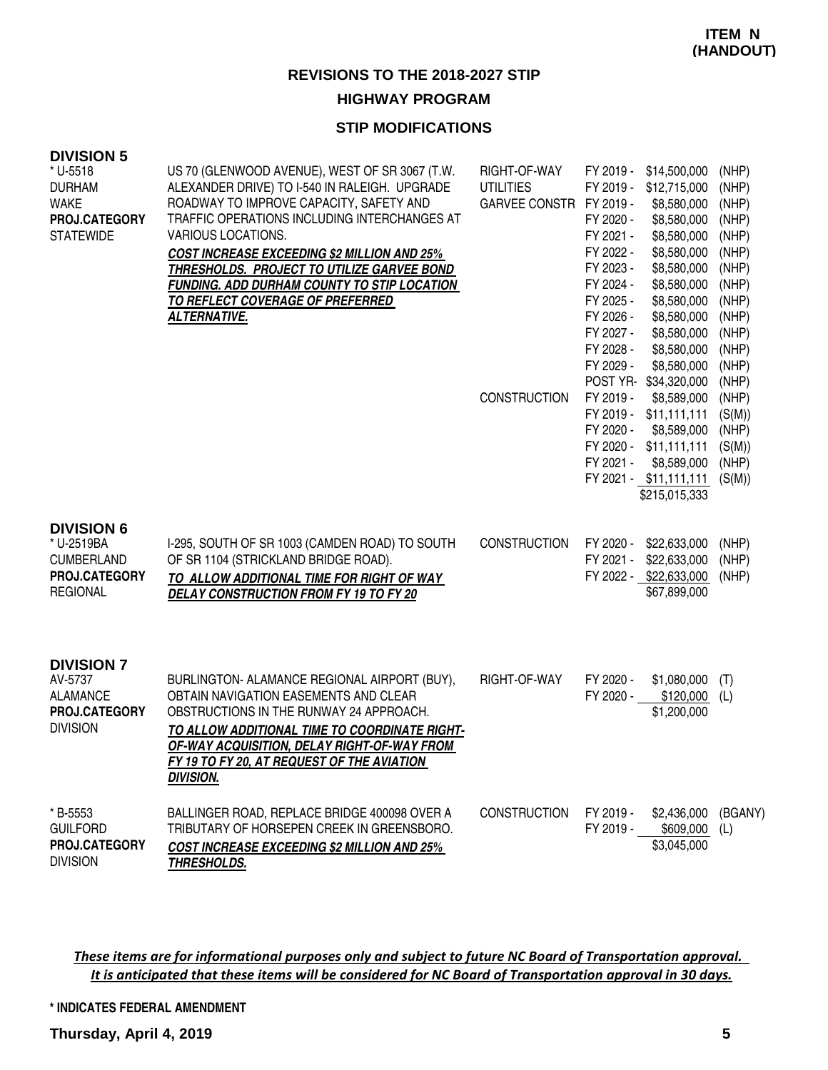**ITEM N (HANDOUT)**

## REVISIONS TO THE 2018-2027 STIP

### HIGHWAY PROGRAM

### STIP MODIFICATIONS

## DIVISION 5

| Project | Description | Work Type | Fiscal Year | Amount | Fund |
|---|---|---|---|---|---|
| * U-5518<br>DURHAM<br>WAKE<br>**PROJ.CATEGORY**<br>STATEWIDE | US 70 (GLENWOOD AVENUE), WEST OF SR 3067 (T.W. ALEXANDER DRIVE) TO I-540 IN RALEIGH. UPGRADE ROADWAY TO IMPROVE CAPACITY, SAFETY AND TRAFFIC OPERATIONS INCLUDING INTERCHANGES AT VARIOUS LOCATIONS.<br>***COST INCREASE EXCEEDING $2 MILLION AND 25% THRESHOLDS. PROJECT TO UTILIZE GARVEE BOND FUNDING. ADD DURHAM COUNTY TO STIP LOCATION TO REFLECT COVERAGE OF PREFERRED ALTERNATIVE.*** | RIGHT-OF-WAY | FY 2019 - | $14,500,000 | (NHP) |
| | | UTILITIES | FY 2019 - | $12,715,000 | (NHP) |
| | | GARVEE CONSTR | FY 2019 - | $8,580,000 | (NHP) |
| | | | FY 2020 - | $8,580,000 | (NHP) |
| | | | FY 2021 - | $8,580,000 | (NHP) |
| | | | FY 2022 - | $8,580,000 | (NHP) |
| | | | FY 2023 - | $8,580,000 | (NHP) |
| | | | FY 2024 - | $8,580,000 | (NHP) |
| | | | FY 2025 - | $8,580,000 | (NHP) |
| | | | FY 2026 - | $8,580,000 | (NHP) |
| | | | FY 2027 - | $8,580,000 | (NHP) |
| | | | FY 2028 - | $8,580,000 | (NHP) |
| | | | FY 2029 - | $8,580,000 | (NHP) |
| | | | POST YR- | $34,320,000 | (NHP) |
| | | CONSTRUCTION | FY 2019 - | $8,589,000 | (NHP) |
| | | | FY 2019 - | $11,111,111 | (S(M)) |
| | | | FY 2020 - | $8,589,000 | (NHP) |
| | | | FY 2020 - | $11,111,111 | (S(M)) |
| | | | FY 2021 - | $8,589,000 | (NHP) |
| | | | FY 2021 - | $11,111,111 | (S(M)) |
| | | | | $215,015,333 | |

## DIVISION 6

| Project | Description | Work Type | Fiscal Year | Amount | Fund |
|---|---|---|---|---|---|
| * U-2519BA<br>CUMBERLAND<br>**PROJ.CATEGORY**<br>REGIONAL | I-295, SOUTH OF SR 1003 (CAMDEN ROAD) TO SOUTH OF SR 1104 (STRICKLAND BRIDGE ROAD).<br>***TO ALLOW ADDITIONAL TIME FOR RIGHT OF WAY DELAY CONSTRUCTION FROM FY 19 TO FY 20*** | CONSTRUCTION | FY 2020 - | $22,633,000 | (NHP) |
| | | | FY 2021 - | $22,633,000 | (NHP) |
| | | | FY 2022 - | $22,633,000 | (NHP) |
| | | | | $67,899,000 | |

## DIVISION 7

| Project | Description | Work Type | Fiscal Year | Amount | Fund |
|---|---|---|---|---|---|
| AV-5737<br>ALAMANCE<br>**PROJ.CATEGORY**<br>DIVISION | BURLINGTON- ALAMANCE REGIONAL AIRPORT (BUY), OBTAIN NAVIGATION EASEMENTS AND CLEAR OBSTRUCTIONS IN THE RUNWAY 24 APPROACH.<br>***TO ALLOW ADDITIONAL TIME TO COORDINATE RIGHT-OF-WAY ACQUISITION, DELAY RIGHT-OF-WAY FROM FY 19 TO FY 20, AT REQUEST OF THE AVIATION DIVISION.*** | RIGHT-OF-WAY | FY 2020 - | $1,080,000 | (T) |
| | | | FY 2020 - | $120,000 | (L) |
| | | | | $1,200,000 | |
| * B-5553<br>GUILFORD<br>**PROJ.CATEGORY**<br>DIVISION | BALLINGER ROAD, REPLACE BRIDGE 400098 OVER A TRIBUTARY OF HORSEPEN CREEK IN GREENSBORO.<br>***COST INCREASE EXCEEDING $2 MILLION AND 25% THRESHOLDS.*** | CONSTRUCTION | FY 2019 - | $2,436,000 | (BGANY) |
| | | | FY 2019 - | $609,000 | (L) |
| | | | | $3,045,000 | |

*These items are for informational purposes only and subject to future NC Board of Transportation approval. It is anticipated that these items will be considered for NC Board of Transportation approval in 30 days.*

**\* INDICATES FEDERAL AMENDMENT**

**Thursday, April 4, 2019**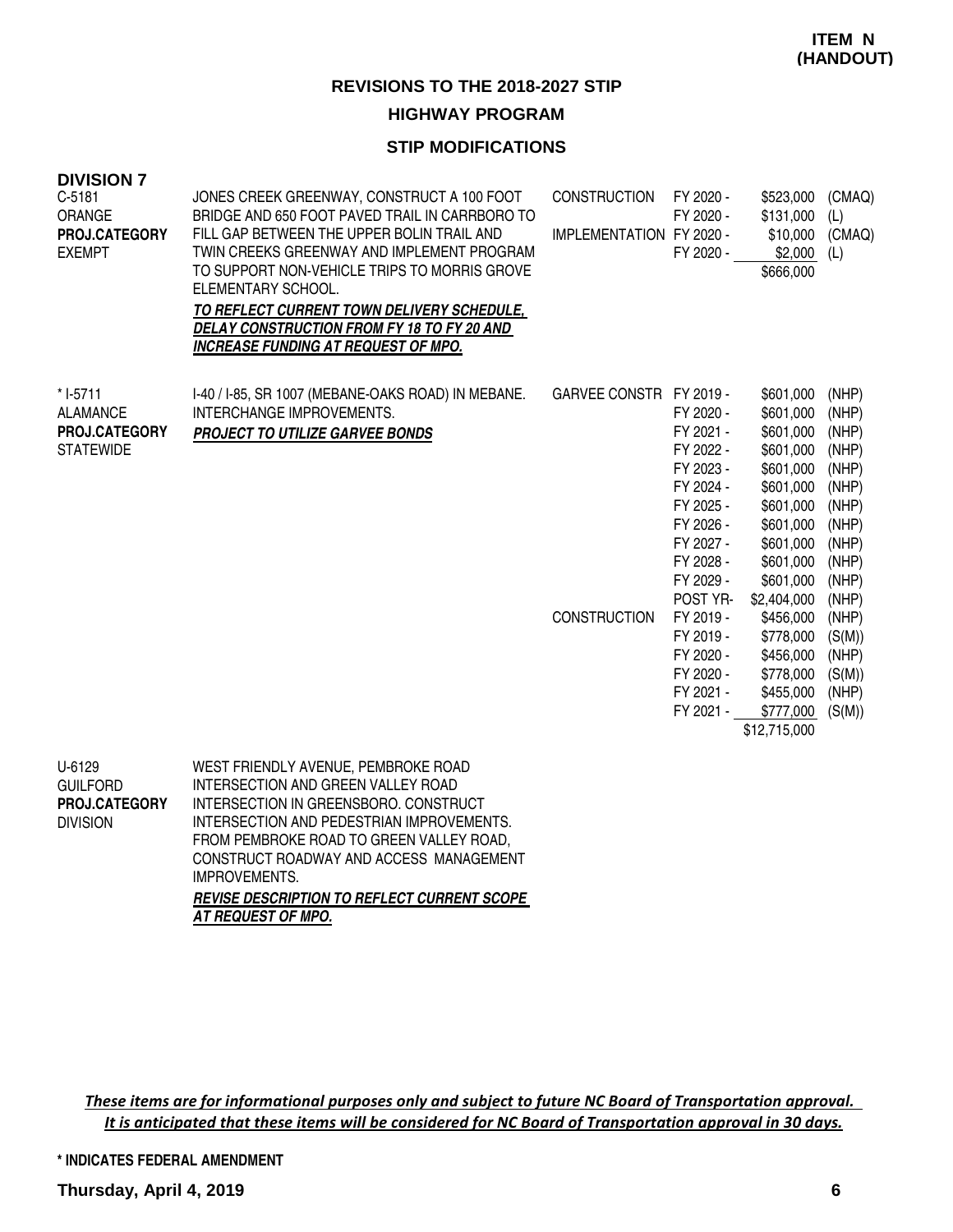**ITEM N (HANDOUT)**

# REVISIONS TO THE 2018-2027 STIP

## HIGHWAY PROGRAM

### STIP MODIFICATIONS

**DIVISION 7**

| Project | Description | Phase | Year | Amount | Funding |
|---|---|---|---|---|---|
| C-5181<br>ORANGE<br>**PROJ.CATEGORY**<br>EXEMPT | JONES CREEK GREENWAY, CONSTRUCT A 100 FOOT BRIDGE AND 650 FOOT PAVED TRAIL IN CARRBORO TO FILL GAP BETWEEN THE UPPER BOLIN TRAIL AND TWIN CREEKS GREENWAY AND IMPLEMENT PROGRAM TO SUPPORT NON-VEHICLE TRIPS TO MORRIS GROVE ELEMENTARY SCHOOL.<br>***<u>TO REFLECT CURRENT TOWN DELIVERY SCHEDULE, DELAY CONSTRUCTION FROM FY 18 TO FY 20 AND INCREASE FUNDING AT REQUEST OF MPO.</u>*** | CONSTRUCTION | FY 2020 - | $523,000 | (CMAQ) |
| | | | FY 2020 - | $131,000 | (L) |
| | | IMPLEMENTATION | FY 2020 - | $10,000 | (CMAQ) |
| | | | FY 2020 - | $2,000 | (L) |
| | | | | $666,000 | |
| * I-5711<br>ALAMANCE<br>**PROJ.CATEGORY**<br>STATEWIDE | I-40 / I-85, SR 1007 (MEBANE-OAKS ROAD) IN MEBANE. INTERCHANGE IMPROVEMENTS.<br>***<u>PROJECT TO UTILIZE GARVEE BONDS</u>*** | GARVEE CONSTR | FY 2019 - | $601,000 | (NHP) |
| | | | FY 2020 - | $601,000 | (NHP) |
| | | | FY 2021 - | $601,000 | (NHP) |
| | | | FY 2022 - | $601,000 | (NHP) |
| | | | FY 2023 - | $601,000 | (NHP) |
| | | | FY 2024 - | $601,000 | (NHP) |
| | | | FY 2025 - | $601,000 | (NHP) |
| | | | FY 2026 - | $601,000 | (NHP) |
| | | | FY 2027 - | $601,000 | (NHP) |
| | | | FY 2028 - | $601,000 | (NHP) |
| | | | FY 2029 - | $601,000 | (NHP) |
| | | | POST YR- | $2,404,000 | (NHP) |
| | | CONSTRUCTION | FY 2019 - | $456,000 | (NHP) |
| | | | FY 2019 - | $778,000 | (S(M)) |
| | | | FY 2020 - | $456,000 | (NHP) |
| | | | FY 2020 - | $778,000 | (S(M)) |
| | | | FY 2021 - | $455,000 | (NHP) |
| | | | FY 2021 - | $777,000 | (S(M)) |
| | | | | $12,715,000 | |
| U-6129<br>GUILFORD<br>**PROJ.CATEGORY**<br>DIVISION | WEST FRIENDLY AVENUE, PEMBROKE ROAD INTERSECTION AND GREEN VALLEY ROAD INTERSECTION IN GREENSBORO. CONSTRUCT INTERSECTION AND PEDESTRIAN IMPROVEMENTS. FROM PEMBROKE ROAD TO GREEN VALLEY ROAD, CONSTRUCT ROADWAY AND ACCESS MANAGEMENT IMPROVEMENTS.<br>***<u>REVISE DESCRIPTION TO REFLECT CURRENT SCOPE AT REQUEST OF MPO.</u>*** | | | | |

*<u>These items are for informational purposes only and subject to future NC Board of Transportation approval. It is anticipated that these items will be considered for NC Board of Transportation approval in 30 days.</u>*

**\* INDICATES FEDERAL AMENDMENT**

**Thursday, April 4, 2019**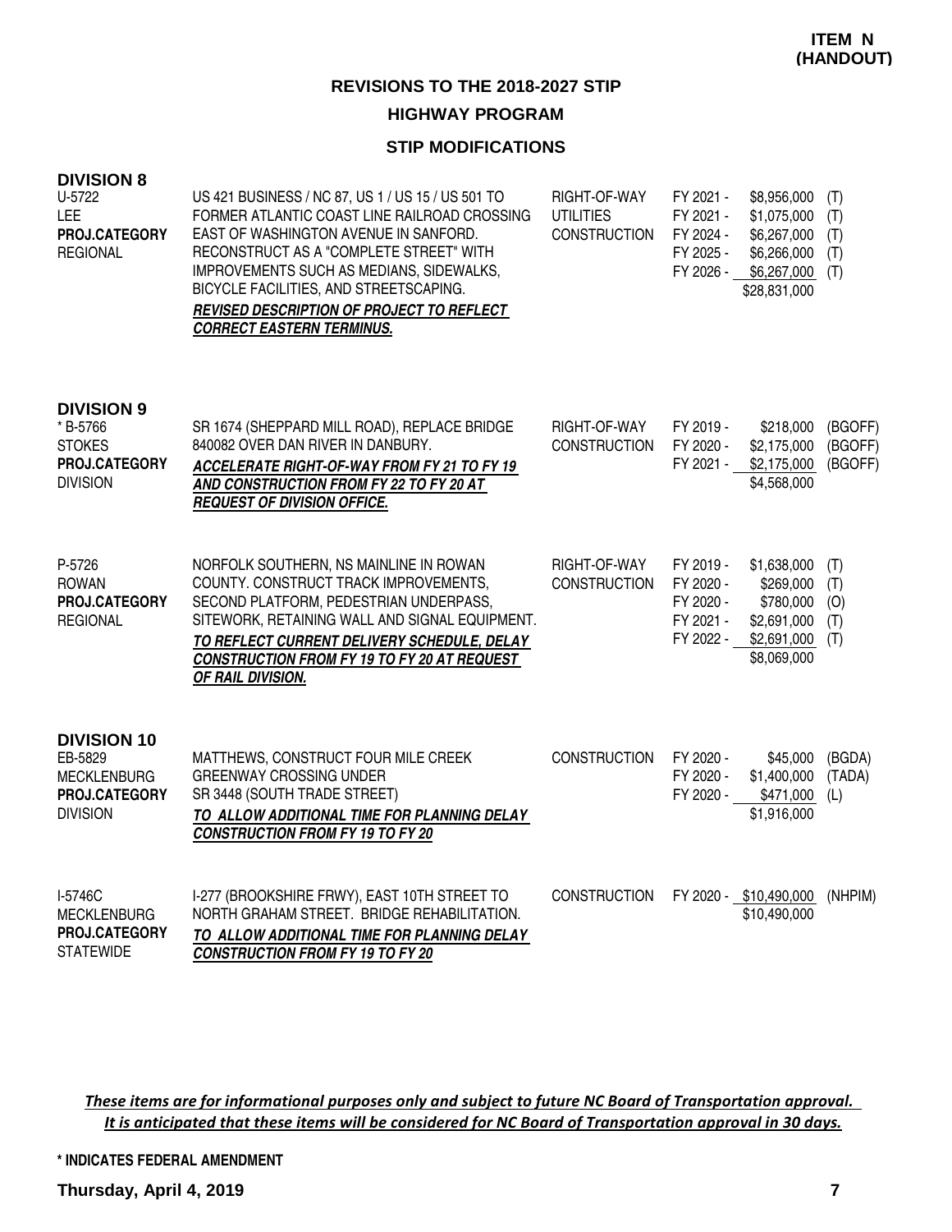**ITEM N (HANDOUT)**

## REVISIONS TO THE 2018-2027 STIP

### HIGHWAY PROGRAM

### STIP MODIFICATIONS

**DIVISION 8**

| Project | Description | Work Type | Fiscal Year | Amount | Fund |
|---|---|---|---|---|---|
| U-5722<br>LEE<br>**PROJ.CATEGORY**<br>REGIONAL | US 421 BUSINESS / NC 87, US 1 / US 15 / US 501 TO FORMER ATLANTIC COAST LINE RAILROAD CROSSING EAST OF WASHINGTON AVENUE IN SANFORD. RECONSTRUCT AS A "COMPLETE STREET" WITH IMPROVEMENTS SUCH AS MEDIANS, SIDEWALKS, BICYCLE FACILITIES, AND STREETSCAPING.<br>***REVISED DESCRIPTION OF PROJECT TO REFLECT CORRECT EASTERN TERMINUS.*** | RIGHT-OF-WAY<br>UTILITIES<br>CONSTRUCTION | FY 2021 -<br>FY 2021 -<br>FY 2024 -<br>FY 2025 -<br>FY 2026 - | \$8,956,000<br>\$1,075,000<br>\$6,267,000<br>\$6,266,000<br>\$6,267,000<br>\$28,831,000 | (T)<br>(T)<br>(T)<br>(T)<br>(T) |

**DIVISION 9**

| Project | Description | Work Type | Fiscal Year | Amount | Fund |
|---|---|---|---|---|---|
| * B-5766<br>STOKES<br>**PROJ.CATEGORY**<br>DIVISION | SR 1674 (SHEPPARD MILL ROAD), REPLACE BRIDGE 840082 OVER DAN RIVER IN DANBURY.<br>***ACCELERATE RIGHT-OF-WAY FROM FY 21 TO FY 19 AND CONSTRUCTION FROM FY 22 TO FY 20 AT REQUEST OF DIVISION OFFICE.*** | RIGHT-OF-WAY<br>CONSTRUCTION | FY 2019 -<br>FY 2020 -<br>FY 2021 - | \$218,000<br>\$2,175,000<br>\$2,175,000<br>\$4,568,000 | (BGOFF)<br>(BGOFF)<br>(BGOFF) |
| P-5726<br>ROWAN<br>**PROJ.CATEGORY**<br>REGIONAL | NORFOLK SOUTHERN, NS MAINLINE IN ROWAN COUNTY. CONSTRUCT TRACK IMPROVEMENTS, SECOND PLATFORM, PEDESTRIAN UNDERPASS, SITEWORK, RETAINING WALL AND SIGNAL EQUIPMENT.<br>***TO REFLECT CURRENT DELIVERY SCHEDULE, DELAY CONSTRUCTION FROM FY 19 TO FY 20 AT REQUEST OF RAIL DIVISION.*** | RIGHT-OF-WAY<br>CONSTRUCTION | FY 2019 -<br>FY 2020 -<br>FY 2020 -<br>FY 2021 -<br>FY 2022 - | \$1,638,000<br>\$269,000<br>\$780,000<br>\$2,691,000<br>\$2,691,000<br>\$8,069,000 | (T)<br>(T)<br>(O)<br>(T)<br>(T) |

**DIVISION 10**

| Project | Description | Work Type | Fiscal Year | Amount | Fund |
|---|---|---|---|---|---|
| EB-5829<br>MECKLENBURG<br>**PROJ.CATEGORY**<br>DIVISION | MATTHEWS, CONSTRUCT FOUR MILE CREEK GREENWAY CROSSING UNDER SR 3448 (SOUTH TRADE STREET)<br>***TO ALLOW ADDITIONAL TIME FOR PLANNING DELAY CONSTRUCTION FROM FY 19 TO FY 20*** | CONSTRUCTION | FY 2020 -<br>FY 2020 -<br>FY 2020 - | \$45,000<br>\$1,400,000<br>\$471,000<br>\$1,916,000 | (BGDA)<br>(TADA)<br>(L) |
| I-5746C<br>MECKLENBURG<br>**PROJ.CATEGORY**<br>STATEWIDE | I-277 (BROOKSHIRE FRWY), EAST 10TH STREET TO NORTH GRAHAM STREET. BRIDGE REHABILITATION.<br>***TO ALLOW ADDITIONAL TIME FOR PLANNING DELAY CONSTRUCTION FROM FY 19 TO FY 20*** | CONSTRUCTION | FY 2020 - | \$10,490,000<br>\$10,490,000 | (NHPIM) |

*These items are for informational purposes only and subject to future NC Board of Transportation approval. It is anticipated that these items will be considered for NC Board of Transportation approval in 30 days.*

**\* INDICATES FEDERAL AMENDMENT**

**Thursday, April 4, 2019**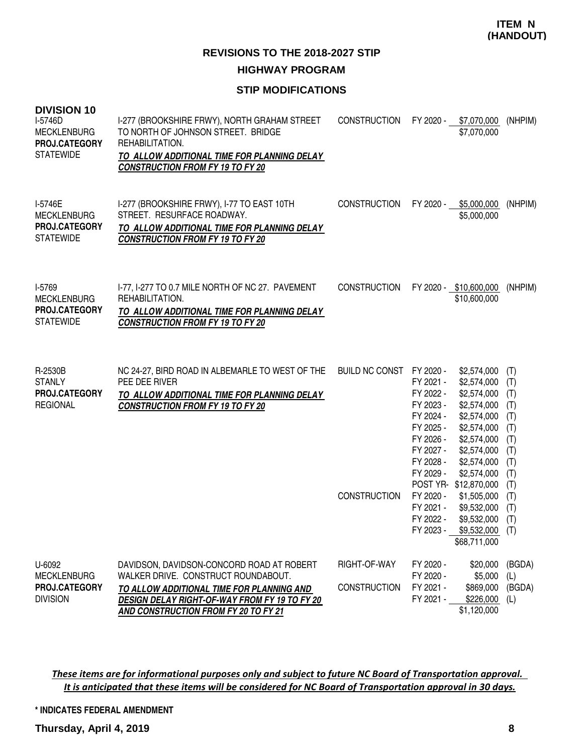**ITEM N (HANDOUT)**

## REVISIONS TO THE 2018-2027 STIP

### HIGHWAY PROGRAM

### STIP MODIFICATIONS

**DIVISION 10**

| Project | Description | Work Type | Fiscal Year | Amount | Fund |
|---|---|---|---|---|---|
| I-5746D<br>MECKLENBURG<br>**PROJ.CATEGORY**<br>STATEWIDE | I-277 (BROOKSHIRE FRWY), NORTH GRAHAM STREET TO NORTH OF JOHNSON STREET. BRIDGE REHABILITATION.<br>***TO ALLOW ADDITIONAL TIME FOR PLANNING DELAY CONSTRUCTION FROM FY 19 TO FY 20*** | CONSTRUCTION | FY 2020 - | $7,070,000 | (NHPIM) |
| | | | | $7,070,000 | |
| I-5746E<br>MECKLENBURG<br>**PROJ.CATEGORY**<br>STATEWIDE | I-277 (BROOKSHIRE FRWY), I-77 TO EAST 10TH STREET. RESURFACE ROADWAY.<br>***TO ALLOW ADDITIONAL TIME FOR PLANNING DELAY CONSTRUCTION FROM FY 19 TO FY 20*** | CONSTRUCTION | FY 2020 - | $5,000,000 | (NHPIM) |
| | | | | $5,000,000 | |
| I-5769<br>MECKLENBURG<br>**PROJ.CATEGORY**<br>STATEWIDE | I-77, I-277 TO 0.7 MILE NORTH OF NC 27. PAVEMENT REHABILITATION.<br>***TO ALLOW ADDITIONAL TIME FOR PLANNING DELAY CONSTRUCTION FROM FY 19 TO FY 20*** | CONSTRUCTION | FY 2020 - | $10,600,000 | (NHPIM) |
| | | | | $10,600,000 | |
| R-2530B<br>STANLY<br>**PROJ.CATEGORY**<br>REGIONAL | NC 24-27, BIRD ROAD IN ALBEMARLE TO WEST OF THE PEE DEE RIVER<br>***TO ALLOW ADDITIONAL TIME FOR PLANNING DELAY CONSTRUCTION FROM FY 19 TO FY 20*** | BUILD NC CONST | FY 2020 - | $2,574,000 | (T) |
| | | | FY 2021 - | $2,574,000 | (T) |
| | | | FY 2022 - | $2,574,000 | (T) |
| | | | FY 2023 - | $2,574,000 | (T) |
| | | | FY 2024 - | $2,574,000 | (T) |
| | | | FY 2025 - | $2,574,000 | (T) |
| | | | FY 2026 - | $2,574,000 | (T) |
| | | | FY 2027 - | $2,574,000 | (T) |
| | | | FY 2028 - | $2,574,000 | (T) |
| | | | FY 2029 - | $2,574,000 | (T) |
| | | | POST YR- | $12,870,000 | (T) |
| | | CONSTRUCTION | FY 2020 - | $1,505,000 | (T) |
| | | | FY 2021 - | $9,532,000 | (T) |
| | | | FY 2022 - | $9,532,000 | (T) |
| | | | FY 2023 - | $9,532,000 | (T) |
| | | | | $68,711,000 | |
| U-6092<br>MECKLENBURG<br>**PROJ.CATEGORY**<br>DIVISION | DAVIDSON, DAVIDSON-CONCORD ROAD AT ROBERT WALKER DRIVE. CONSTRUCT ROUNDABOUT.<br>***TO ALLOW ADDITIONAL TIME FOR PLANNING AND DESIGN DELAY RIGHT-OF-WAY FROM FY 19 TO FY 20 AND CONSTRUCTION FROM FY 20 TO FY 21*** | RIGHT-OF-WAY | FY 2020 - | $20,000 | (BGDA) |
| | | | FY 2020 - | $5,000 | (L) |
| | | CONSTRUCTION | FY 2021 - | $869,000 | (BGDA) |
| | | | FY 2021 - | $226,000 | (L) |
| | | | | $1,120,000 | |

*These items are for informational purposes only and subject to future NC Board of Transportation approval. It is anticipated that these items will be considered for NC Board of Transportation approval in 30 days.*

\* INDICATES FEDERAL AMENDMENT

Thursday, April 4, 2019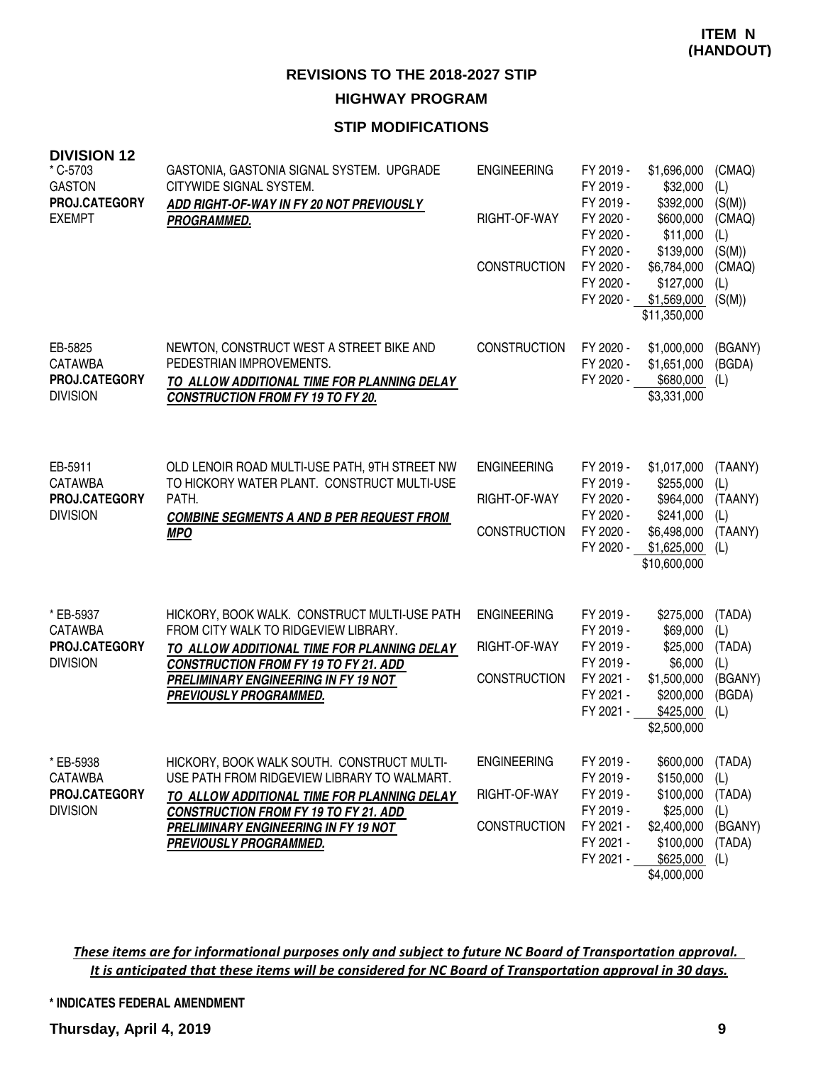**ITEM N (HANDOUT)**

# REVISIONS TO THE 2018-2027 STIP

## HIGHWAY PROGRAM

### STIP MODIFICATIONS

**DIVISION 12**

| Project | Description | Phase | Fiscal Year | Amount | Source |
|---|---|---|---|---|---|
| * C-5703<br>GASTON<br>**PROJ.CATEGORY**<br>EXEMPT | GASTONIA, GASTONIA SIGNAL SYSTEM. UPGRADE CITYWIDE SIGNAL SYSTEM.<br>***ADD RIGHT-OF-WAY IN FY 20 NOT PREVIOUSLY PROGRAMMED.*** | ENGINEERING | FY 2019 - | $1,696,000 | (CMAQ) |
| | | | FY 2019 - | $32,000 | (L) |
| | | | FY 2019 - | $392,000 | (S(M)) |
| | | RIGHT-OF-WAY | FY 2020 - | $600,000 | (CMAQ) |
| | | | FY 2020 - | $11,000 | (L) |
| | | | FY 2020 - | $139,000 | (S(M)) |
| | | CONSTRUCTION | FY 2020 - | $6,784,000 | (CMAQ) |
| | | | FY 2020 - | $127,000 | (L) |
| | | | FY 2020 - | $1,569,000 | (S(M)) |
| | | | | $11,350,000 | |
| EB-5825<br>CATAWBA<br>**PROJ.CATEGORY**<br>DIVISION | NEWTON, CONSTRUCT WEST A STREET BIKE AND PEDESTRIAN IMPROVEMENTS.<br>***TO ALLOW ADDITIONAL TIME FOR PLANNING DELAY CONSTRUCTION FROM FY 19 TO FY 20.*** | CONSTRUCTION | FY 2020 - | $1,000,000 | (BGANY) |
| | | | FY 2020 - | $1,651,000 | (BGDA) |
| | | | FY 2020 - | $680,000 | (L) |
| | | | | $3,331,000 | |
| EB-5911<br>CATAWBA<br>**PROJ.CATEGORY**<br>DIVISION | OLD LENOIR ROAD MULTI-USE PATH, 9TH STREET NW TO HICKORY WATER PLANT. CONSTRUCT MULTI-USE PATH.<br>***COMBINE SEGMENTS A AND B PER REQUEST FROM MPO*** | ENGINEERING | FY 2019 - | $1,017,000 | (TAANY) |
| | | | FY 2019 - | $255,000 | (L) |
| | | RIGHT-OF-WAY | FY 2020 - | $964,000 | (TAANY) |
| | | | FY 2020 - | $241,000 | (L) |
| | | CONSTRUCTION | FY 2020 - | $6,498,000 | (TAANY) |
| | | | FY 2020 - | $1,625,000 | (L) |
| | | | | $10,600,000 | |
| * EB-5937<br>CATAWBA<br>**PROJ.CATEGORY**<br>DIVISION | HICKORY, BOOK WALK. CONSTRUCT MULTI-USE PATH FROM CITY WALK TO RIDGEVIEW LIBRARY.<br>***TO ALLOW ADDITIONAL TIME FOR PLANNING DELAY CONSTRUCTION FROM FY 19 TO FY 21. ADD PRELIMINARY ENGINEERING IN FY 19 NOT PREVIOUSLY PROGRAMMED.*** | ENGINEERING | FY 2019 - | $275,000 | (TADA) |
| | | | FY 2019 - | $69,000 | (L) |
| | | RIGHT-OF-WAY | FY 2019 - | $25,000 | (TADA) |
| | | | FY 2019 - | $6,000 | (L) |
| | | CONSTRUCTION | FY 2021 - | $1,500,000 | (BGANY) |
| | | | FY 2021 - | $200,000 | (BGDA) |
| | | | FY 2021 - | $425,000 | (L) |
| | | | | $2,500,000 | |
| * EB-5938<br>CATAWBA<br>**PROJ.CATEGORY**<br>DIVISION | HICKORY, BOOK WALK SOUTH. CONSTRUCT MULTI-USE PATH FROM RIDGEVIEW LIBRARY TO WALMART.<br>***TO ALLOW ADDITIONAL TIME FOR PLANNING DELAY CONSTRUCTION FROM FY 19 TO FY 21. ADD PRELIMINARY ENGINEERING IN FY 19 NOT PREVIOUSLY PROGRAMMED.*** | ENGINEERING | FY 2019 - | $600,000 | (TADA) |
| | | | FY 2019 - | $150,000 | (L) |
| | | RIGHT-OF-WAY | FY 2019 - | $100,000 | (TADA) |
| | | | FY 2019 - | $25,000 | (L) |
| | | CONSTRUCTION | FY 2021 - | $2,400,000 | (BGANY) |
| | | | FY 2021 - | $100,000 | (TADA) |
| | | | FY 2021 - | $625,000 | (L) |
| | | | | $4,000,000 | |

*These items are for informational purposes only and subject to future NC Board of Transportation approval. It is anticipated that these items will be considered for NC Board of Transportation approval in 30 days.*

**\* INDICATES FEDERAL AMENDMENT**

**Thursday, April 4, 2019**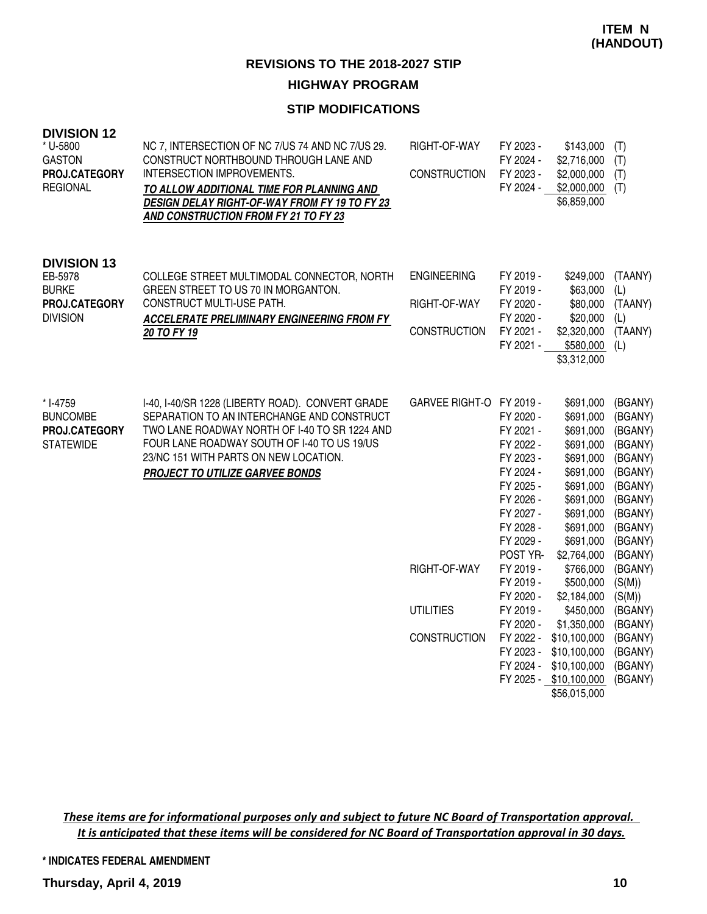**ITEM N (HANDOUT)**

## REVISIONS TO THE 2018-2027 STIP

### HIGHWAY PROGRAM

### STIP MODIFICATIONS

**DIVISION 12**

| Project | Description | Phase | Year | Amount | Source |
|---|---|---|---|---|---|
| * U-5800 | NC 7, INTERSECTION OF NC 7/US 74 AND NC 7/US 29. | RIGHT-OF-WAY | FY 2023 - | $143,000 | (T) |
| GASTON | CONSTRUCT NORTHBOUND THROUGH LANE AND | | FY 2024 - | $2,716,000 | (T) |
| **PROJ.CATEGORY** | INTERSECTION IMPROVEMENTS. | CONSTRUCTION | FY 2023 - | $2,000,000 | (T) |
| REGIONAL | ***TO ALLOW ADDITIONAL TIME FOR PLANNING AND DESIGN DELAY RIGHT-OF-WAY FROM FY 19 TO FY 23 AND CONSTRUCTION FROM FY 21 TO FY 23*** | | FY 2024 - | $2,000,000 | (T) |
| | | | | $6,859,000 | |

**DIVISION 13**

| Project | Description | Phase | Year | Amount | Source |
|---|---|---|---|---|---|
| EB-5978 | COLLEGE STREET MULTIMODAL CONNECTOR, NORTH | ENGINEERING | FY 2019 - | $249,000 | (TAANY) |
| BURKE | GREEN STREET TO US 70 IN MORGANTON. | | FY 2019 - | $63,000 | (L) |
| **PROJ.CATEGORY** | CONSTRUCT MULTI-USE PATH. | RIGHT-OF-WAY | FY 2020 - | $80,000 | (TAANY) |
| DIVISION | ***ACCELERATE PRELIMINARY ENGINEERING FROM FY 20 TO FY 19*** | | FY 2020 - | $20,000 | (L) |
| | | CONSTRUCTION | FY 2021 - | $2,320,000 | (TAANY) |
| | | | FY 2021 - | $580,000 | (L) |
| | | | | $3,312,000 | |

| Project | Description | Phase | Year | Amount | Source |
|---|---|---|---|---|---|
| * I-4759 | I-40, I-40/SR 1228 (LIBERTY ROAD). CONVERT GRADE | GARVEE RIGHT-O | FY 2019 - | $691,000 | (BGANY) |
| BUNCOMBE | SEPARATION TO AN INTERCHANGE AND CONSTRUCT | | FY 2020 - | $691,000 | (BGANY) |
| **PROJ.CATEGORY** | TWO LANE ROADWAY NORTH OF I-40 TO SR 1224 AND | | FY 2021 - | $691,000 | (BGANY) |
| STATEWIDE | FOUR LANE ROADWAY SOUTH OF I-40 TO US 19/US | | FY 2022 - | $691,000 | (BGANY) |
| | 23/NC 151 WITH PARTS ON NEW LOCATION. | | FY 2023 - | $691,000 | (BGANY) |
| | ***PROJECT TO UTILIZE GARVEE BONDS*** | | FY 2024 - | $691,000 | (BGANY) |
| | | | FY 2025 - | $691,000 | (BGANY) |
| | | | FY 2026 - | $691,000 | (BGANY) |
| | | | FY 2027 - | $691,000 | (BGANY) |
| | | | FY 2028 - | $691,000 | (BGANY) |
| | | | FY 2029 - | $691,000 | (BGANY) |
| | | | POST YR- | $2,764,000 | (BGANY) |
| | | RIGHT-OF-WAY | FY 2019 - | $766,000 | (BGANY) |
| | | | FY 2019 - | $500,000 | (S(M)) |
| | | | FY 2020 - | $2,184,000 | (S(M)) |
| | | UTILITIES | FY 2019 - | $450,000 | (BGANY) |
| | | | FY 2020 - | $1,350,000 | (BGANY) |
| | | CONSTRUCTION | FY 2022 - | $10,100,000 | (BGANY) |
| | | | FY 2023 - | $10,100,000 | (BGANY) |
| | | | FY 2024 - | $10,100,000 | (BGANY) |
| | | | FY 2025 - | $10,100,000 | (BGANY) |
| | | | | $56,015,000 | |

*These items are for informational purposes only and subject to future NC Board of Transportation approval. It is anticipated that these items will be considered for NC Board of Transportation approval in 30 days.*

**\* INDICATES FEDERAL AMENDMENT**

**Thursday, April 4, 2019**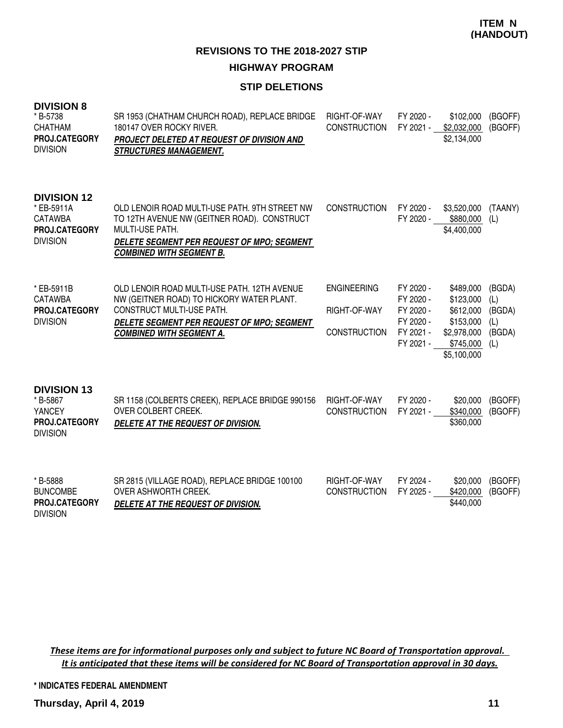**ITEM N (HANDOUT)**

## REVISIONS TO THE 2018-2027 STIP

### HIGHWAY PROGRAM

### STIP DELETIONS

#### DIVISION 8

| Project | Description | Work Type | Fiscal Year | Amount | Funding |
|---|---|---|---|---|---|
| * B-5738<br>CHATHAM<br>**PROJ.CATEGORY**<br>DIVISION | SR 1953 (CHATHAM CHURCH ROAD), REPLACE BRIDGE 180147 OVER ROCKY RIVER.<br>***PROJECT DELETED AT REQUEST OF DIVISION AND STRUCTURES MANAGEMENT.*** | RIGHT-OF-WAY | FY 2020 - | $102,000 | (BGOFF) |
| | | CONSTRUCTION | FY 2021 - | $2,032,000 | (BGOFF) |
| | | | | $2,134,000 | |

#### DIVISION 12

| Project | Description | Work Type | Fiscal Year | Amount | Funding |
|---|---|---|---|---|---|
| * EB-5911A<br>CATAWBA<br>**PROJ.CATEGORY**<br>DIVISION | OLD LENOIR ROAD MULTI-USE PATH. 9TH STREET NW TO 12TH AVENUE NW (GEITNER ROAD). CONSTRUCT MULTI-USE PATH.<br>***DELETE SEGMENT PER REQUEST OF MPO; SEGMENT COMBINED WITH SEGMENT B.*** | CONSTRUCTION | FY 2020 - | $3,520,000 | (TAANY) |
| | | | FY 2020 - | $880,000 | (L) |
| | | | | $4,400,000 | |
| * EB-5911B<br>CATAWBA<br>**PROJ.CATEGORY**<br>DIVISION | OLD LENOIR ROAD MULTI-USE PATH. 12TH AVENUE NW (GEITNER ROAD) TO HICKORY WATER PLANT. CONSTRUCT MULTI-USE PATH.<br>***DELETE SEGMENT PER REQUEST OF MPO; SEGMENT COMBINED WITH SEGMENT A.*** | ENGINEERING | FY 2020 - | $489,000 | (BGDA) |
| | | | FY 2020 - | $123,000 | (L) |
| | | RIGHT-OF-WAY | FY 2020 - | $612,000 | (BGDA) |
| | | | FY 2020 - | $153,000 | (L) |
| | | CONSTRUCTION | FY 2021 - | $2,978,000 | (BGDA) |
| | | | FY 2021 - | $745,000 | (L) |
| | | | | $5,100,000 | |

#### DIVISION 13

| Project | Description | Work Type | Fiscal Year | Amount | Funding |
|---|---|---|---|---|---|
| * B-5867<br>YANCEY<br>**PROJ.CATEGORY**<br>DIVISION | SR 1158 (COLBERTS CREEK), REPLACE BRIDGE 990156 OVER COLBERT CREEK.<br>***DELETE AT THE REQUEST OF DIVISION.*** | RIGHT-OF-WAY | FY 2020 - | $20,000 | (BGOFF) |
| | | CONSTRUCTION | FY 2021 - | $340,000 | (BGOFF) |
| | | | | $360,000 | |
| * B-5888<br>BUNCOMBE<br>**PROJ.CATEGORY**<br>DIVISION | SR 2815 (VILLAGE ROAD), REPLACE BRIDGE 100100 OVER ASHWORTH CREEK.<br>***DELETE AT THE REQUEST OF DIVISION.*** | RIGHT-OF-WAY | FY 2024 - | $20,000 | (BGOFF) |
| | | CONSTRUCTION | FY 2025 - | $420,000 | (BGOFF) |
| | | | | $440,000 | |

*These items are for informational purposes only and subject to future NC Board of Transportation approval. It is anticipated that these items will be considered for NC Board of Transportation approval in 30 days.*

**\* INDICATES FEDERAL AMENDMENT**

**Thursday, April 4, 2019**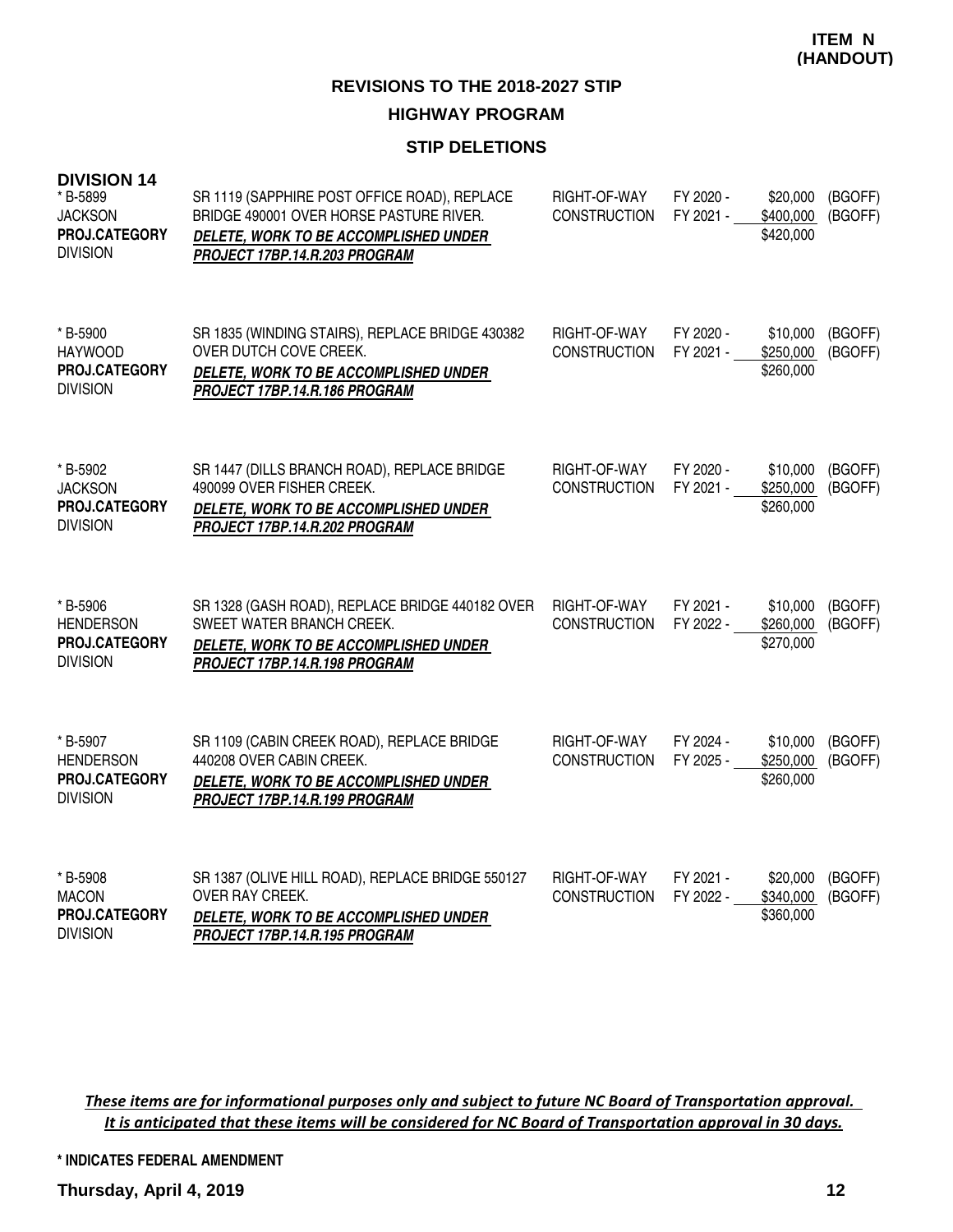**ITEM N (HANDOUT)**

## REVISIONS TO THE 2018-2027 STIP

### HIGHWAY PROGRAM

### STIP DELETIONS

**DIVISION 14**

| Project | Description | Phase | Fiscal Year | Cost | Funding |
|---|---|---|---|---|---|
| * B-5899<br>JACKSON<br>**PROJ.CATEGORY**<br>DIVISION | SR 1119 (SAPPHIRE POST OFFICE ROAD), REPLACE BRIDGE 490001 OVER HORSE PASTURE RIVER.<br>***DELETE, WORK TO BE ACCOMPLISHED UNDER PROJECT 17BP.14.R.203 PROGRAM*** | RIGHT-OF-WAY<br>CONSTRUCTION | FY 2020 -<br>FY 2021 - | \$20,000<br>\$400,000<br>\$420,000 | (BGOFF)<br>(BGOFF) |
| * B-5900<br>HAYWOOD<br>**PROJ.CATEGORY**<br>DIVISION | SR 1835 (WINDING STAIRS), REPLACE BRIDGE 430382 OVER DUTCH COVE CREEK.<br>***DELETE, WORK TO BE ACCOMPLISHED UNDER PROJECT 17BP.14.R.186 PROGRAM*** | RIGHT-OF-WAY<br>CONSTRUCTION | FY 2020 -<br>FY 2021 - | \$10,000<br>\$250,000<br>\$260,000 | (BGOFF)<br>(BGOFF) |
| * B-5902<br>JACKSON<br>**PROJ.CATEGORY**<br>DIVISION | SR 1447 (DILLS BRANCH ROAD), REPLACE BRIDGE 490099 OVER FISHER CREEK.<br>***DELETE, WORK TO BE ACCOMPLISHED UNDER PROJECT 17BP.14.R.202 PROGRAM*** | RIGHT-OF-WAY<br>CONSTRUCTION | FY 2020 -<br>FY 2021 - | \$10,000<br>\$250,000<br>\$260,000 | (BGOFF)<br>(BGOFF) |
| * B-5906<br>HENDERSON<br>**PROJ.CATEGORY**<br>DIVISION | SR 1328 (GASH ROAD), REPLACE BRIDGE 440182 OVER SWEET WATER BRANCH CREEK.<br>***DELETE, WORK TO BE ACCOMPLISHED UNDER PROJECT 17BP.14.R.198 PROGRAM*** | RIGHT-OF-WAY<br>CONSTRUCTION | FY 2021 -<br>FY 2022 - | \$10,000<br>\$260,000<br>\$270,000 | (BGOFF)<br>(BGOFF) |
| * B-5907<br>HENDERSON<br>**PROJ.CATEGORY**<br>DIVISION | SR 1109 (CABIN CREEK ROAD), REPLACE BRIDGE 440208 OVER CABIN CREEK.<br>***DELETE, WORK TO BE ACCOMPLISHED UNDER PROJECT 17BP.14.R.199 PROGRAM*** | RIGHT-OF-WAY<br>CONSTRUCTION | FY 2024 -<br>FY 2025 - | \$10,000<br>\$250,000<br>\$260,000 | (BGOFF)<br>(BGOFF) |
| * B-5908<br>MACON<br>**PROJ.CATEGORY**<br>DIVISION | SR 1387 (OLIVE HILL ROAD), REPLACE BRIDGE 550127 OVER RAY CREEK.<br>***DELETE, WORK TO BE ACCOMPLISHED UNDER PROJECT 17BP.14.R.195 PROGRAM*** | RIGHT-OF-WAY<br>CONSTRUCTION | FY 2021 -<br>FY 2022 - | \$20,000<br>\$340,000<br>\$360,000 | (BGOFF)<br>(BGOFF) |

*These items are for informational purposes only and subject to future NC Board of Transportation approval. It is anticipated that these items will be considered for NC Board of Transportation approval in 30 days.*

**\* INDICATES FEDERAL AMENDMENT**

**Thursday, April 4, 2019**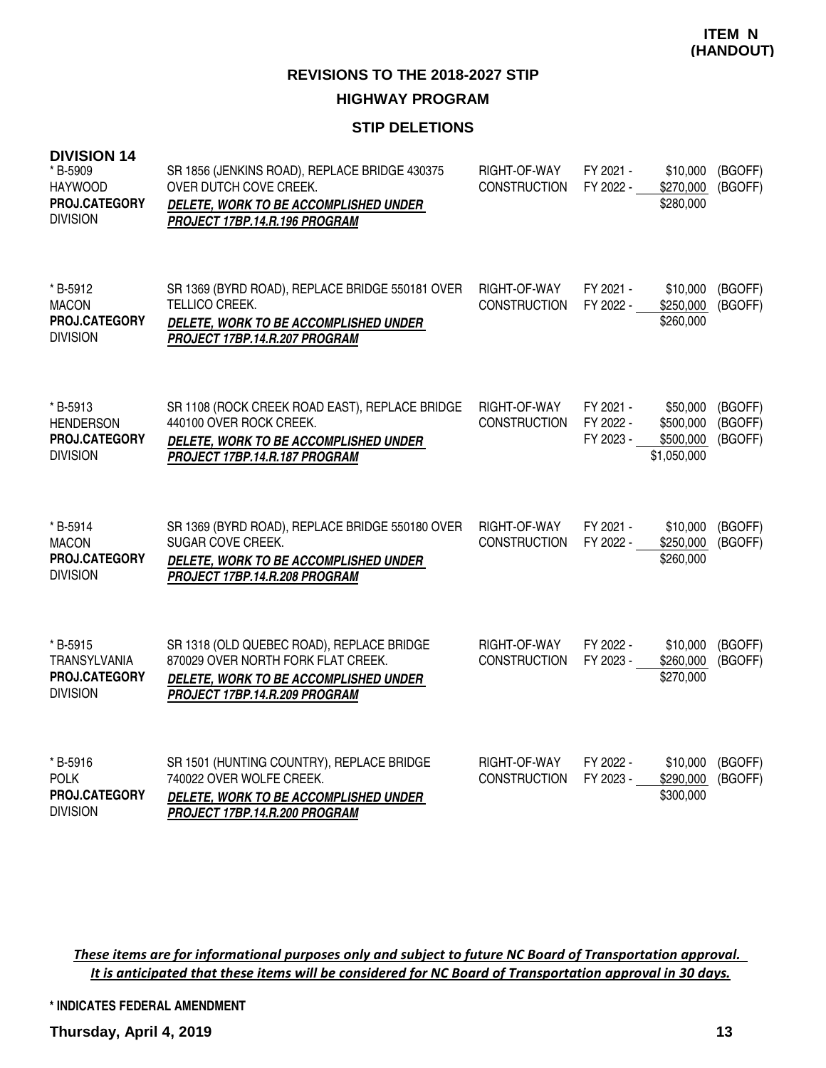**ITEM N (HANDOUT)**

## REVISIONS TO THE 2018-2027 STIP

### HIGHWAY PROGRAM

### STIP DELETIONS

**DIVISION 14**

| Project | Description | Phase | Fiscal Year | Amount | Funding |
|---|---|---|---|---|---|
| * B-5909<br>HAYWOOD<br>**PROJ.CATEGORY**<br>DIVISION | SR 1856 (JENKINS ROAD), REPLACE BRIDGE 430375 OVER DUTCH COVE CREEK.<br>***DELETE, WORK TO BE ACCOMPLISHED UNDER PROJECT 17BP.14.R.196 PROGRAM*** | RIGHT-OF-WAY<br>CONSTRUCTION | FY 2021 -<br>FY 2022 - | \$10,000<br>\$270,000<br>\$280,000 | (BGOFF)<br>(BGOFF) |
| * B-5912<br>MACON<br>**PROJ.CATEGORY**<br>DIVISION | SR 1369 (BYRD ROAD), REPLACE BRIDGE 550181 OVER TELLICO CREEK.<br>***DELETE, WORK TO BE ACCOMPLISHED UNDER PROJECT 17BP.14.R.207 PROGRAM*** | RIGHT-OF-WAY<br>CONSTRUCTION | FY 2021 -<br>FY 2022 - | \$10,000<br>\$250,000<br>\$260,000 | (BGOFF)<br>(BGOFF) |
| * B-5913<br>HENDERSON<br>**PROJ.CATEGORY**<br>DIVISION | SR 1108 (ROCK CREEK ROAD EAST), REPLACE BRIDGE 440100 OVER ROCK CREEK.<br>***DELETE, WORK TO BE ACCOMPLISHED UNDER PROJECT 17BP.14.R.187 PROGRAM*** | RIGHT-OF-WAY<br>CONSTRUCTION | FY 2021 -<br>FY 2022 -<br>FY 2023 - | \$50,000<br>\$500,000<br>\$500,000<br>\$1,050,000 | (BGOFF)<br>(BGOFF)<br>(BGOFF) |
| * B-5914<br>MACON<br>**PROJ.CATEGORY**<br>DIVISION | SR 1369 (BYRD ROAD), REPLACE BRIDGE 550180 OVER SUGAR COVE CREEK.<br>***DELETE, WORK TO BE ACCOMPLISHED UNDER PROJECT 17BP.14.R.208 PROGRAM*** | RIGHT-OF-WAY<br>CONSTRUCTION | FY 2021 -<br>FY 2022 - | \$10,000<br>\$250,000<br>\$260,000 | (BGOFF)<br>(BGOFF) |
| * B-5915<br>TRANSYLVANIA<br>**PROJ.CATEGORY**<br>DIVISION | SR 1318 (OLD QUEBEC ROAD), REPLACE BRIDGE 870029 OVER NORTH FORK FLAT CREEK.<br>***DELETE, WORK TO BE ACCOMPLISHED UNDER PROJECT 17BP.14.R.209 PROGRAM*** | RIGHT-OF-WAY<br>CONSTRUCTION | FY 2022 -<br>FY 2023 - | \$10,000<br>\$260,000<br>\$270,000 | (BGOFF)<br>(BGOFF) |
| * B-5916<br>POLK<br>**PROJ.CATEGORY**<br>DIVISION | SR 1501 (HUNTING COUNTRY), REPLACE BRIDGE 740022 OVER WOLFE CREEK.<br>***DELETE, WORK TO BE ACCOMPLISHED UNDER PROJECT 17BP.14.R.200 PROGRAM*** | RIGHT-OF-WAY<br>CONSTRUCTION | FY 2022 -<br>FY 2023 - | \$10,000<br>\$290,000<br>\$300,000 | (BGOFF)<br>(BGOFF) |

*These items are for informational purposes only and subject to future NC Board of Transportation approval. It is anticipated that these items will be considered for NC Board of Transportation approval in 30 days.*

**\* INDICATES FEDERAL AMENDMENT**

**Thursday, April 4, 2019**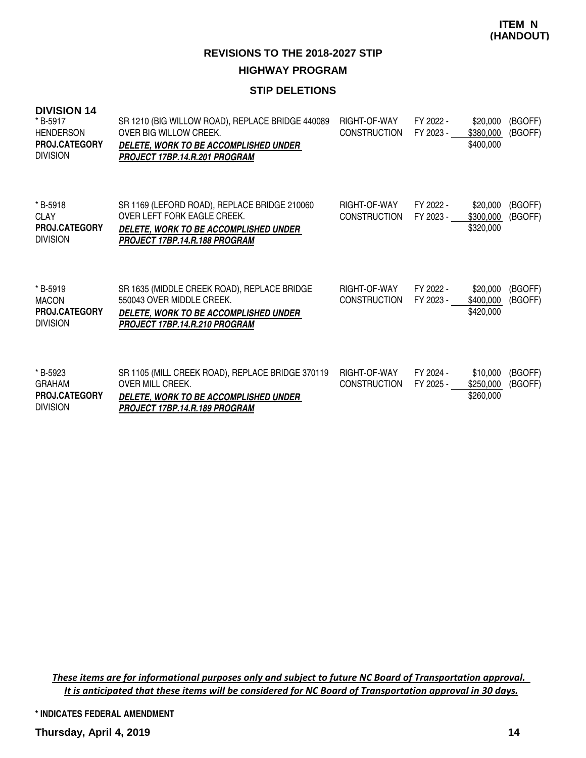**ITEM N (HANDOUT)**

## REVISIONS TO THE 2018-2027 STIP

### HIGHWAY PROGRAM

### STIP DELETIONS

**DIVISION 14**

| | | | | | |
|---|---|---|---|---|---|
| * B-5917<br>HENDERSON<br>**PROJ.CATEGORY**<br>DIVISION | SR 1210 (BIG WILLOW ROAD), REPLACE BRIDGE 440089 OVER BIG WILLOW CREEK.<br>***DELETE, WORK TO BE ACCOMPLISHED UNDER PROJECT 17BP.14.R.201 PROGRAM*** | RIGHT-OF-WAY<br>CONSTRUCTION | FY 2022 -<br>FY 2023 - | \$20,000<br>\$380,000<br>\$400,000 | (BGOFF)<br>(BGOFF) |
| * B-5918<br>CLAY<br>**PROJ.CATEGORY**<br>DIVISION | SR 1169 (LEFORD ROAD), REPLACE BRIDGE 210060 OVER LEFT FORK EAGLE CREEK.<br>***DELETE, WORK TO BE ACCOMPLISHED UNDER PROJECT 17BP.14.R.188 PROGRAM*** | RIGHT-OF-WAY<br>CONSTRUCTION | FY 2022 -<br>FY 2023 - | \$20,000<br>\$300,000<br>\$320,000 | (BGOFF)<br>(BGOFF) |
| * B-5919<br>MACON<br>**PROJ.CATEGORY**<br>DIVISION | SR 1635 (MIDDLE CREEK ROAD), REPLACE BRIDGE 550043 OVER MIDDLE CREEK.<br>***DELETE, WORK TO BE ACCOMPLISHED UNDER PROJECT 17BP.14.R.210 PROGRAM*** | RIGHT-OF-WAY<br>CONSTRUCTION | FY 2022 -<br>FY 2023 - | \$20,000<br>\$400,000<br>\$420,000 | (BGOFF)<br>(BGOFF) |
| * B-5923<br>GRAHAM<br>**PROJ.CATEGORY**<br>DIVISION | SR 1105 (MILL CREEK ROAD), REPLACE BRIDGE 370119 OVER MILL CREEK.<br>***DELETE, WORK TO BE ACCOMPLISHED UNDER PROJECT 17BP.14.R.189 PROGRAM*** | RIGHT-OF-WAY<br>CONSTRUCTION | FY 2024 -<br>FY 2025 - | \$10,000<br>\$250,000<br>\$260,000 | (BGOFF)<br>(BGOFF) |

*These items are for informational purposes only and subject to future NC Board of Transportation approval. It is anticipated that these items will be considered for NC Board of Transportation approval in 30 days.*

**\* INDICATES FEDERAL AMENDMENT**

**Thursday, April 4, 2019**